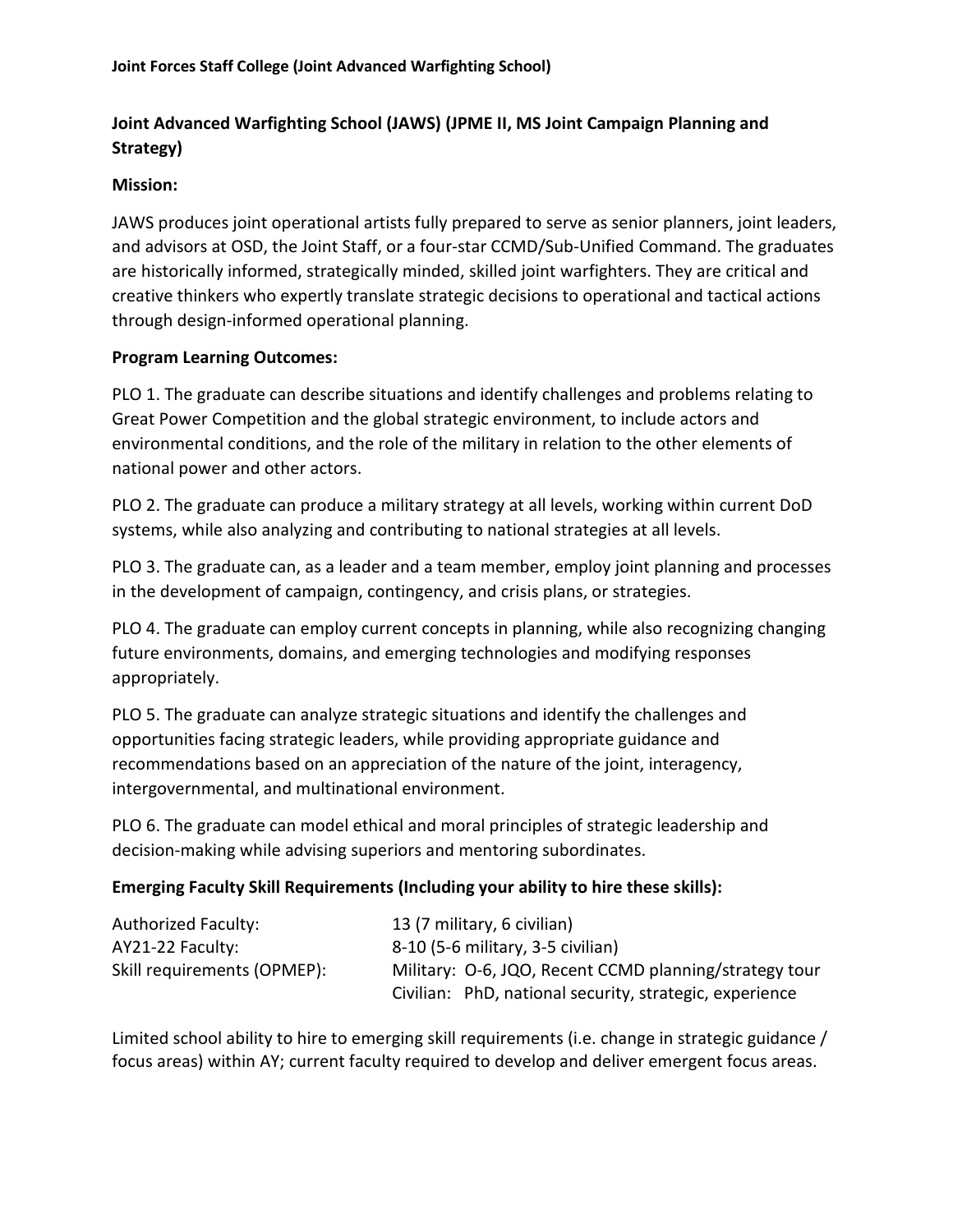**Joint Forces Staff College (Joint Advanced Warfighting School)**

## Joint Advanced Warfighting School (JAWS) (JPME II, MS Joint Campaign Planning and Strategy)

### Mission:

JAWS produces joint operational artists fully prepared to serve as senior planners, joint leaders, and advisors at OSD, the Joint Staff, or a four-star CCMD/Sub-Unified Command. The graduates are historically informed, strategically minded, skilled joint warfighters. They are critical and creative thinkers who expertly translate strategic decisions to operational and tactical actions through design-informed operational planning.

### Program Learning Outcomes:

PLO 1. The graduate can describe situations and identify challenges and problems relating to Great Power Competition and the global strategic environment, to include actors and environmental conditions, and the role of the military in relation to the other elements of national power and other actors.

PLO 2. The graduate can produce a military strategy at all levels, working within current DoD systems, while also analyzing and contributing to national strategies at all levels.

PLO 3. The graduate can, as a leader and a team member, employ joint planning and processes in the development of campaign, contingency, and crisis plans, or strategies.

PLO 4. The graduate can employ current concepts in planning, while also recognizing changing future environments, domains, and emerging technologies and modifying responses appropriately.

PLO 5. The graduate can analyze strategic situations and identify the challenges and opportunities facing strategic leaders, while providing appropriate guidance and recommendations based on an appreciation of the nature of the joint, interagency, intergovernmental, and multinational environment.

PLO 6. The graduate can model ethical and moral principles of strategic leadership and decision-making while advising superiors and mentoring subordinates.

### Emerging Faculty Skill Requirements (Including your ability to hire these skills):

| | |
|---|---|
| Authorized Faculty: | 13 (7 military, 6 civilian) |
| AY21-22 Faculty: | 8-10 (5-6 military, 3-5 civilian) |
| Skill requirements (OPMEP): | Military: O-6, JQO, Recent CCMD planning/strategy tour |
| | Civilian: PhD, national security, strategic, experience |

Limited school ability to hire to emerging skill requirements (i.e. change in strategic guidance / focus areas) within AY; current faculty required to develop and deliver emergent focus areas.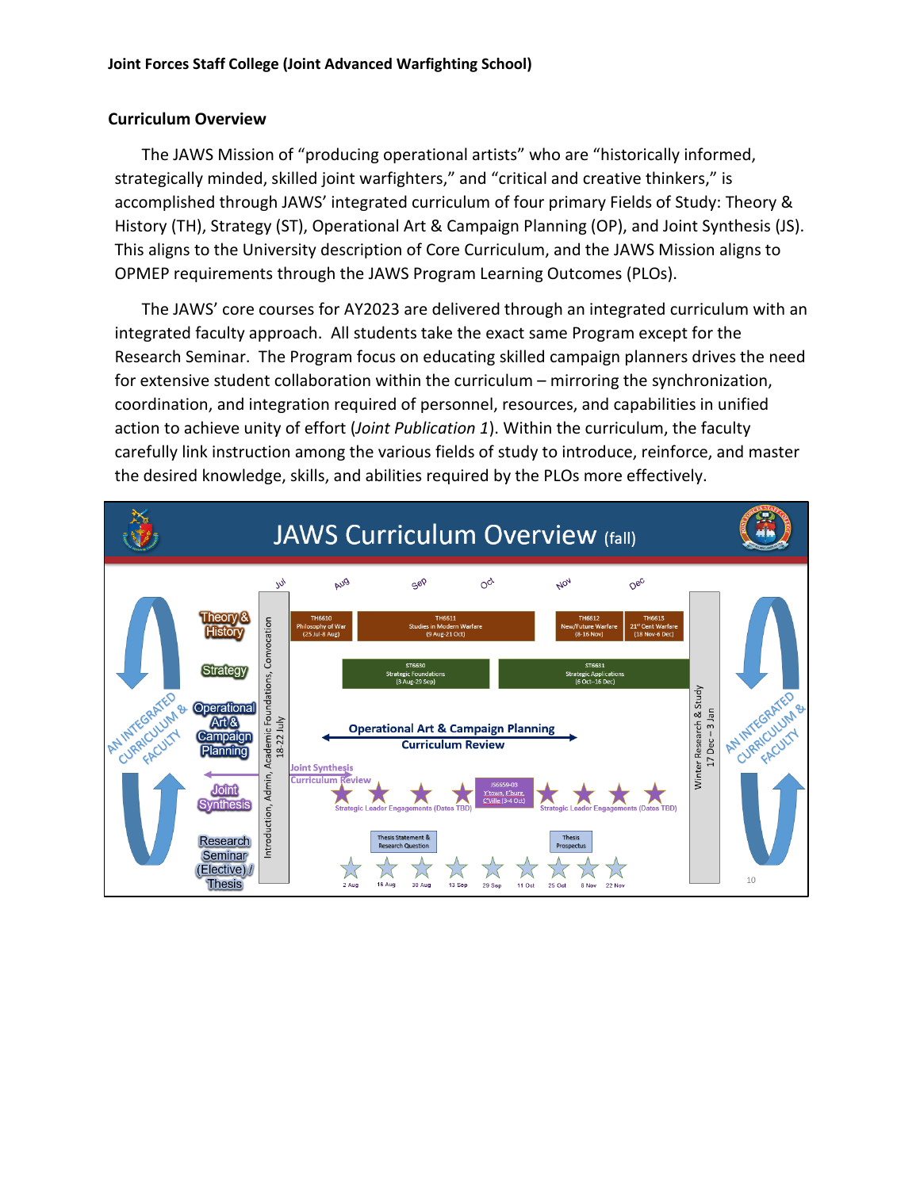**Joint Forces Staff College (Joint Advanced Warfighting School)**

## Curriculum Overview

The JAWS Mission of "producing operational artists" who are "historically informed, strategically minded, skilled joint warfighters," and "critical and creative thinkers," is accomplished through JAWS' integrated curriculum of four primary Fields of Study: Theory & History (TH), Strategy (ST), Operational Art & Campaign Planning (OP), and Joint Synthesis (JS). This aligns to the University description of Core Curriculum, and the JAWS Mission aligns to OPMEP requirements through the JAWS Program Learning Outcomes (PLOs).

The JAWS' core courses for AY2023 are delivered through an integrated curriculum with an integrated faculty approach. All students take the exact same Program except for the Research Seminar. The Program focus on educating skilled campaign planners drives the need for extensive student collaboration within the curriculum – mirroring the synchronization, coordination, and integration required of personnel, resources, and capabilities in unified action to achieve unity of effort (*Joint Publication 1*). Within the curriculum, the faculty carefully link instruction among the various fields of study to introduce, reinforce, and master the desired knowledge, skills, and abilities required by the PLOs more effectively.

**JAWS Curriculum Overview (fall)**

Jul | Aug | Sep | Oct | Nov | Dec

Introduction, Admin, Academic Foundations, Convocation 18-22 July

- **Theory & History:** TH6610 Philosophy of War (25 Jul-8 Aug); TH6611 Studies in Modern Warfare (9 Aug-21 Oct); TH6612 New/Future Warfare (8-16 Nov); TH6613 21st Cent Warfare (18 Nov-6 Dec)
- **Strategy:** ST6650 Strategic Foundations (3 Aug-29 Sep); ST6651 Strategic Applications (6 Oct-16 Dec)
- **Operational Art & Campaign Planning:** Operational Art & Campaign Planning Curriculum Review
- **Joint Synthesis:** Joint Synthesis Curriculum Review; Strategic Leader Engagements (Dates TBD); JS6659-03 Y'town, F'burg, C'Ville (3-4 Oct); Strategic Leader Engagements (Dates TBD)
- **Research Seminar (Elective) / Thesis:** Thesis Statement & Research Question; Thesis Prospectus; 2 Aug, 16 Aug, 30 Aug, 13 Sep, 29 Sep, 11 Oct, 25 Oct, 8 Nov, 22 Nov

Winter Research & Study 17 Dec – 3 Jan

AN INTEGRATED CURRICULUM & FACULTY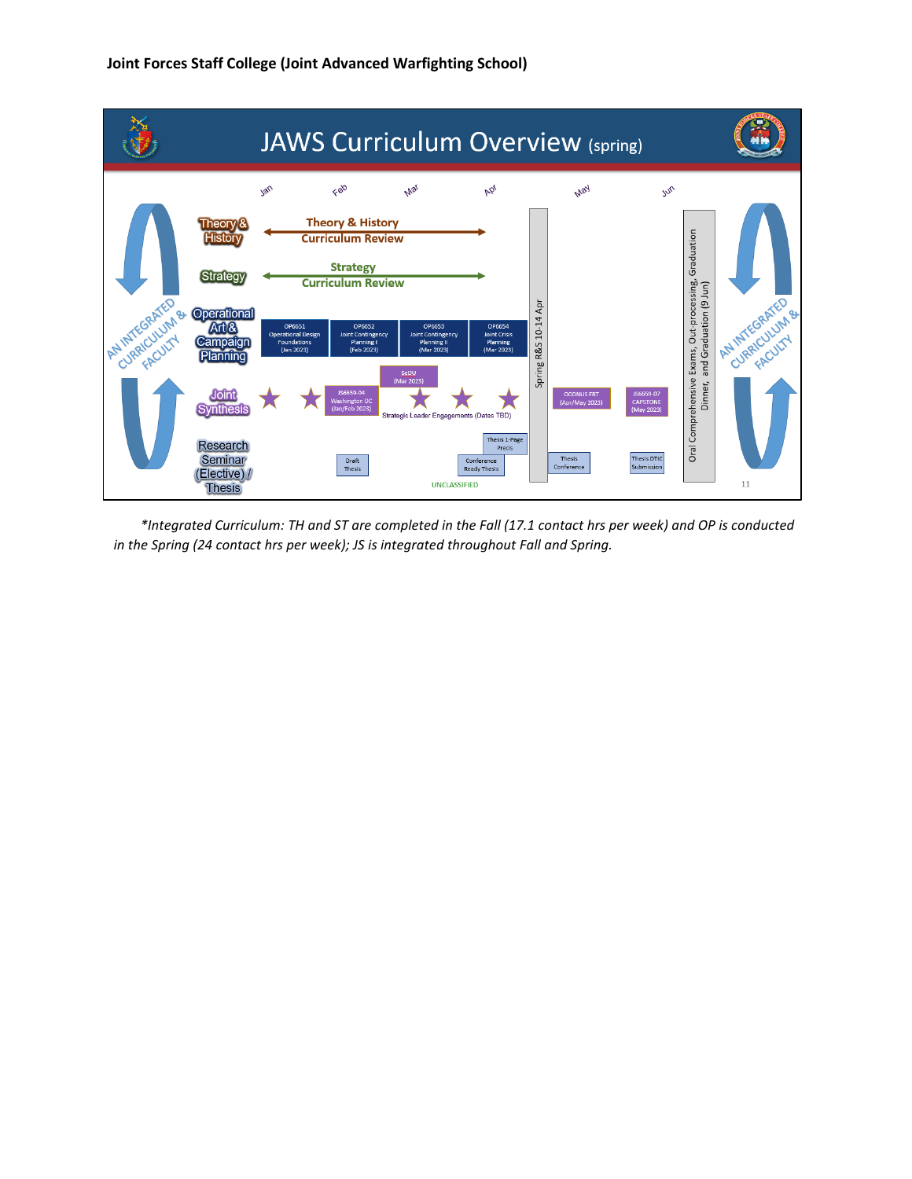**Joint Forces Staff College (Joint Advanced Warfighting School)**

JAWS Curriculum Overview (spring)

Jan
Feb
Mar
Apr
May
Jun

AN INTEGRATED CURRICULUM & FACULTY

Theory & History
Theory & History Curriculum Review

Strategy
Strategy Curriculum Review

Operational Art & Campaign Planning
OP6651 Operational Design Foundations (Jan 2023)
OP6652 Joint Contingency Planning I (Feb 2023)
OP6653 Joint Contingency Planning II (Mar 2023)
OP6654 Joint Crisis Planning (Mar 2023)

Joint Synthesis
JS6659-04 Washington DC (Jan/Feb 2023)
SeDU (Mar 2023)
Strategic Leader Engagements (Dates TBD)
OCONUS FRT (Apr/May 2023)
JS6659-07 CAPSTONE (May 2023)

Research Seminar (Elective) / Thesis
Draft Thesis
Conference Ready Thesis
Thesis 1-Page Precis
Thesis Conference
Thesis DTIC Submission

Spring R&S 10-14 Apr

Oral Comprehensive Exams, Out-processing, Graduation Dinner, and Graduation (9 Jun)

UNCLASSIFIED

11

*\*Integrated Curriculum: TH and ST are completed in the Fall (17.1 contact hrs per week) and OP is conducted in the Spring (24 contact hrs per week); JS is integrated throughout Fall and Spring.*